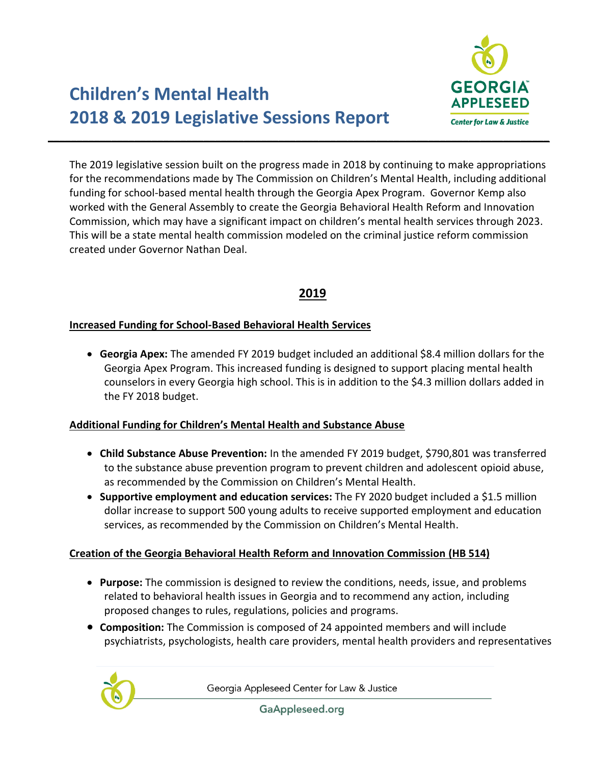# Children's Mental Health 2018 & 2019 Legislative Sessions Report

The 2019 legislative session built on the progress made in 2018 by continuing to make appropriations for the recommendations made by The Commission on Children's Mental Health, including additional funding for school-based mental health through the Georgia Apex Program. Governor Kemp also worked with the General Assembly to create the Georgia Behavioral Health Reform and Innovation Commission, which may have a significant impact on children's mental health services through 2023. This will be a state mental health commission modeled on the criminal justice reform commission created under Governor Nathan Deal.

## 2019

### Increased Funding for School-Based Behavioral Health Services

- **Georgia Apex:** The amended FY 2019 budget included an additional $8.4 million dollars for the Georgia Apex Program. This increased funding is designed to support placing mental health counselors in every Georgia high school. This is in addition to the $4.3 million dollars added in the FY 2018 budget.

### Additional Funding for Children's Mental Health and Substance Abuse

- **Child Substance Abuse Prevention:** In the amended FY 2019 budget, $790,801 was transferred to the substance abuse prevention program to prevent children and adolescent opioid abuse, as recommended by the Commission on Children's Mental Health.
- **Supportive employment and education services:** The FY 2020 budget included a $1.5 million dollar increase to support 500 young adults to receive supported employment and education services, as recommended by the Commission on Children's Mental Health.

### Creation of the Georgia Behavioral Health Reform and Innovation Commission (HB 514)

- **Purpose:** The commission is designed to review the conditions, needs, issue, and problems related to behavioral health issues in Georgia and to recommend any action, including proposed changes to rules, regulations, policies and programs.
- **Composition:** The Commission is composed of 24 appointed members and will include psychiatrists, psychologists, health care providers, mental health providers and representatives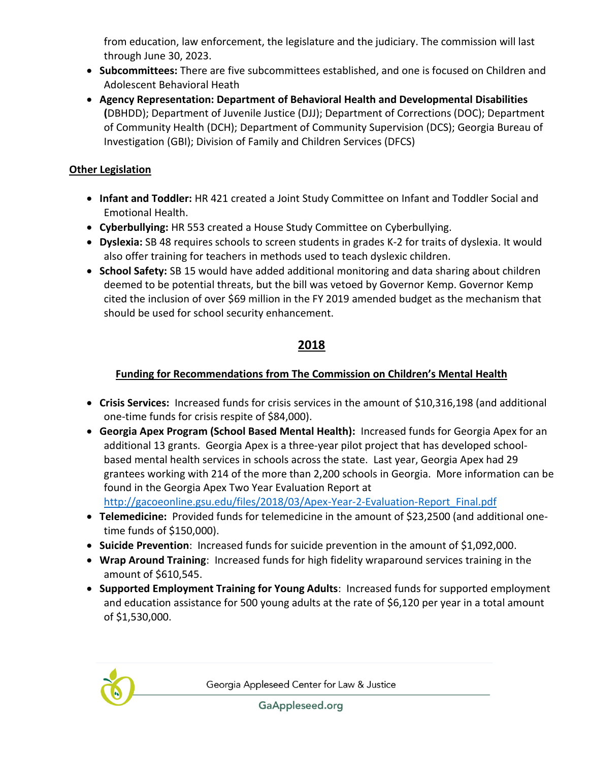from education, law enforcement, the legislature and the judiciary. The commission will last through June 30, 2023.

- **Subcommittees:** There are five subcommittees established, and one is focused on Children and Adolescent Behavioral Heath
- **Agency Representation: Department of Behavioral Health and Developmental Disabilities (**DBHDD); Department of Juvenile Justice (DJJ); Department of Corrections (DOC); Department of Community Health (DCH); Department of Community Supervision (DCS); Georgia Bureau of Investigation (GBI); Division of Family and Children Services (DFCS)

**Other Legislation**

- **Infant and Toddler:** HR 421 created a Joint Study Committee on Infant and Toddler Social and Emotional Health.
- **Cyberbullying:** HR 553 created a House Study Committee on Cyberbullying.
- **Dyslexia:** SB 48 requires schools to screen students in grades K-2 for traits of dyslexia. It would also offer training for teachers in methods used to teach dyslexic children.
- **School Safety:** SB 15 would have added additional monitoring and data sharing about children deemed to be potential threats, but the bill was vetoed by Governor Kemp. Governor Kemp cited the inclusion of over $69 million in the FY 2019 amended budget as the mechanism that should be used for school security enhancement.

## 2018

### Funding for Recommendations from The Commission on Children's Mental Health

- **Crisis Services:** Increased funds for crisis services in the amount of $10,316,198 (and additional one-time funds for crisis respite of $84,000).
- **Georgia Apex Program (School Based Mental Health):** Increased funds for Georgia Apex for an additional 13 grants. Georgia Apex is a three-year pilot project that has developed school-based mental health services in schools across the state. Last year, Georgia Apex had 29 grantees working with 214 of the more than 2,200 schools in Georgia. More information can be found in the Georgia Apex Two Year Evaluation Report at http://gacoeonline.gsu.edu/files/2018/03/Apex-Year-2-Evaluation-Report_Final.pdf
- **Telemedicine:** Provided funds for telemedicine in the amount of $23,2500 (and additional one-time funds of $150,000).
- **Suicide Prevention**: Increased funds for suicide prevention in the amount of $1,092,000.
- **Wrap Around Training**: Increased funds for high fidelity wraparound services training in the amount of $610,545.
- **Supported Employment Training for Young Adults**: Increased funds for supported employment and education assistance for 500 young adults at the rate of $6,120 per year in a total amount of $1,530,000.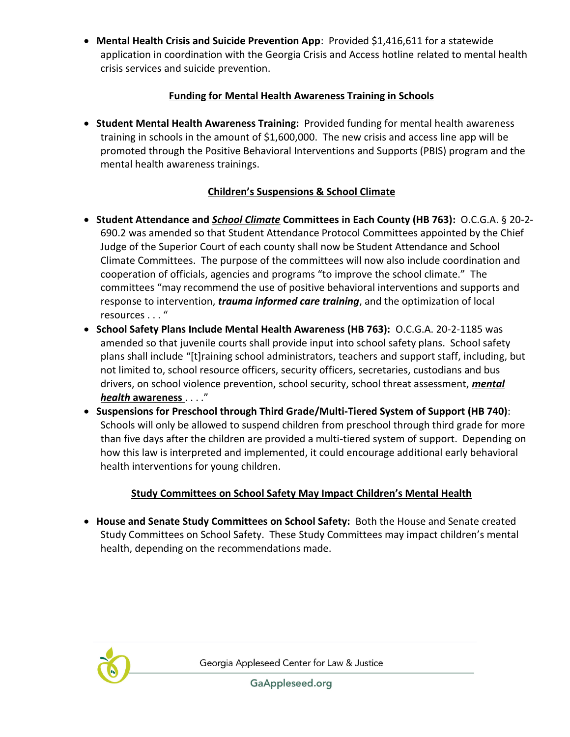- **Mental Health Crisis and Suicide Prevention App**: Provided $1,416,611 for a statewide application in coordination with the Georgia Crisis and Access hotline related to mental health crisis services and suicide prevention.

## Funding for Mental Health Awareness Training in Schools

- **Student Mental Health Awareness Training:** Provided funding for mental health awareness training in schools in the amount of $1,600,000. The new crisis and access line app will be promoted through the Positive Behavioral Interventions and Supports (PBIS) program and the mental health awareness trainings.

## Children's Suspensions & School Climate

- **Student Attendance and *School Climate* Committees in Each County (HB 763):** O.C.G.A. § 20-2-690.2 was amended so that Student Attendance Protocol Committees appointed by the Chief Judge of the Superior Court of each county shall now be Student Attendance and School Climate Committees. The purpose of the committees will now also include coordination and cooperation of officials, agencies and programs "to improve the school climate." The committees "may recommend the use of positive behavioral interventions and supports and response to intervention, ***trauma informed care training***, and the optimization of local resources . . . "
- **School Safety Plans Include Mental Health Awareness (HB 763):** O.C.G.A. 20-2-1185 was amended so that juvenile courts shall provide input into school safety plans. School safety plans shall include "[t]raining school administrators, teachers and support staff, including, but not limited to, school resource officers, security officers, secretaries, custodians and bus drivers, on school violence prevention, school security, school threat assessment, ***mental health* awareness** . . . ."
- **Suspensions for Preschool through Third Grade/Multi-Tiered System of Support (HB 740)**: Schools will only be allowed to suspend children from preschool through third grade for more than five days after the children are provided a multi-tiered system of support. Depending on how this law is interpreted and implemented, it could encourage additional early behavioral health interventions for young children.

## Study Committees on School Safety May Impact Children's Mental Health

- **House and Senate Study Committees on School Safety:** Both the House and Senate created Study Committees on School Safety. These Study Committees may impact children's mental health, depending on the recommendations made.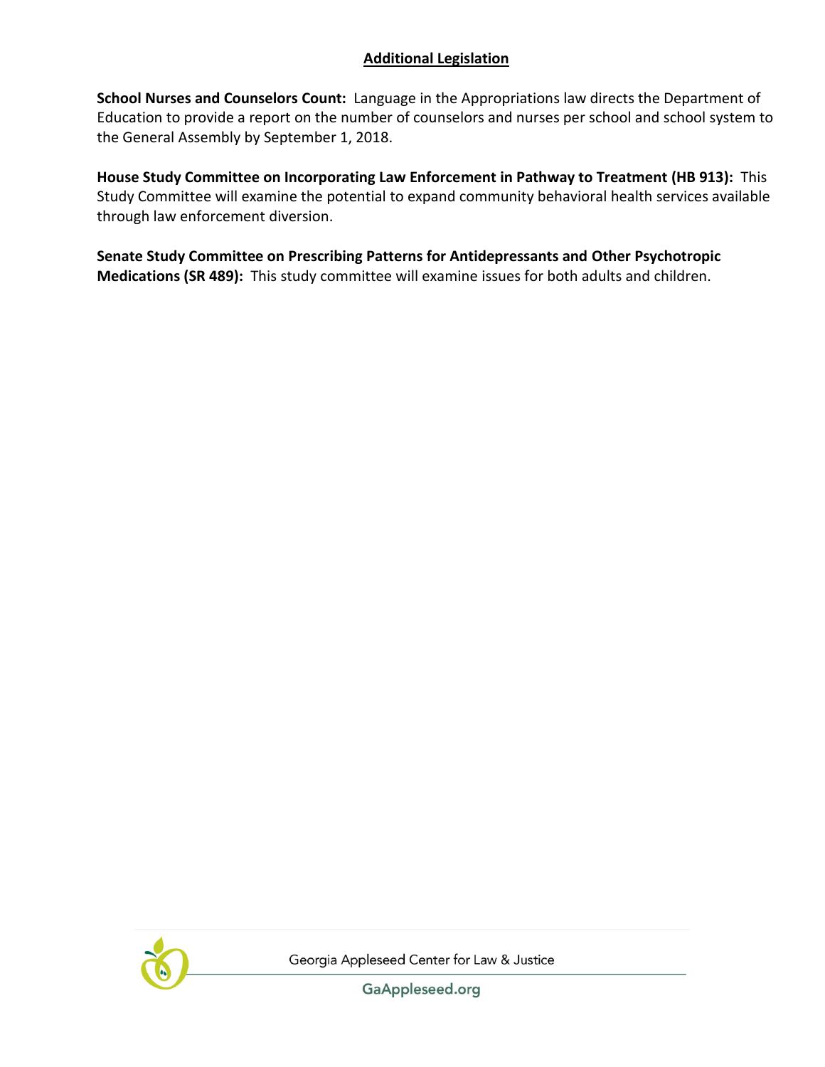## Additional Legislation

**School Nurses and Counselors Count:** Language in the Appropriations law directs the Department of Education to provide a report on the number of counselors and nurses per school and school system to the General Assembly by September 1, 2018.

**House Study Committee on Incorporating Law Enforcement in Pathway to Treatment (HB 913):** This Study Committee will examine the potential to expand community behavioral health services available through law enforcement diversion.

**Senate Study Committee on Prescribing Patterns for Antidepressants and Other Psychotropic Medications (SR 489):** This study committee will examine issues for both adults and children.